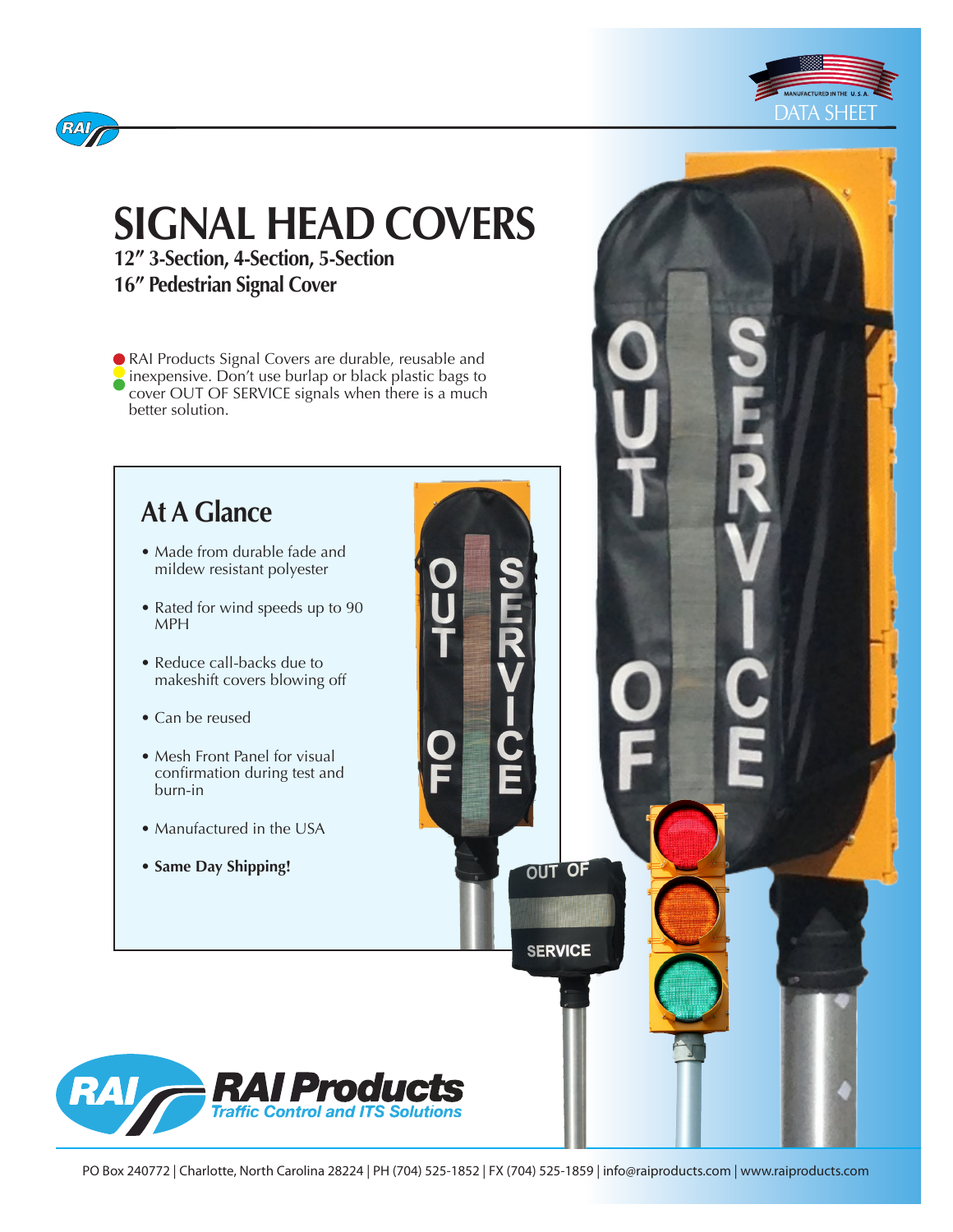DATA SHEET

# SIGNAL HEAD COVERS

### 12″ 3-Section, 4-Section, 5-Section
### 16″ Pedestrian Signal Cover

RAI Products Signal Covers are durable, reusable and inexpensive. Don't use burlap or black plastic bags to cover OUT OF SERVICE signals when there is a much better solution.

## At A Glance

- Made from durable fade and mildew resistant polyester
- Rated for wind speeds up to 90 MPH
- Reduce call-backs due to makeshift covers blowing off
- Can be reused
- Mesh Front Panel for visual confirmation during test and burn-in
- Manufactured in the USA
- **Same Day Shipping!**

**RAI Products**
*Traffic Control and ITS Solutions*

PO Box 240772 | Charlotte, North Carolina 28224 | PH (704) 525-1852 | FX (704) 525-1859 | info@raiproducts.com | www.raiproducts.com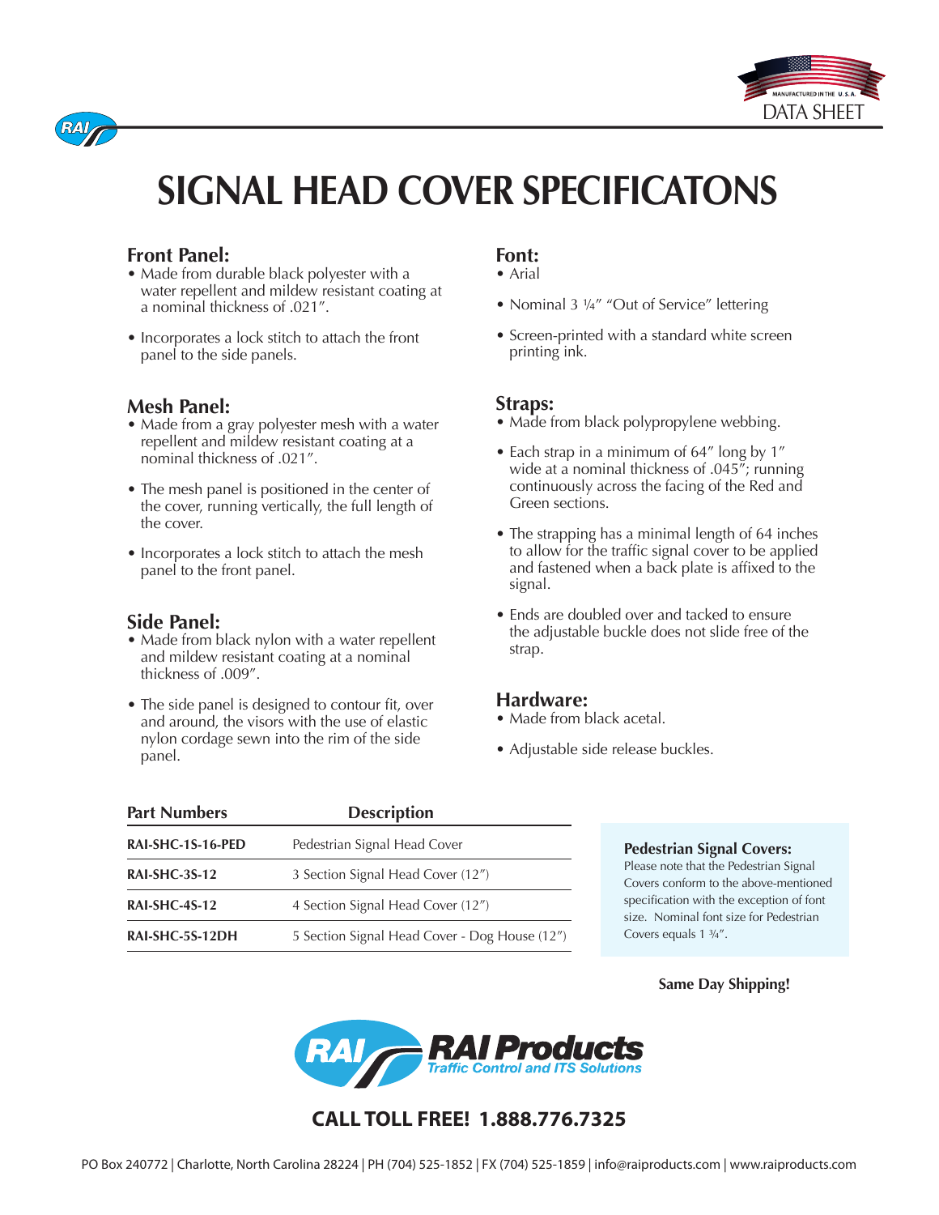DATA SHEET

# SIGNAL HEAD COVER SPECIFICATONS

## Front Panel:

- Made from durable black polyester with a water repellent and mildew resistant coating at a nominal thickness of .021″.
- Incorporates a lock stitch to attach the front panel to the side panels.

## Mesh Panel:

- Made from a gray polyester mesh with a water repellent and mildew resistant coating at a nominal thickness of .021″.
- The mesh panel is positioned in the center of the cover, running vertically, the full length of the cover.
- Incorporates a lock stitch to attach the mesh panel to the front panel.

## Side Panel:

- Made from black nylon with a water repellent and mildew resistant coating at a nominal thickness of .009″.
- The side panel is designed to contour fit, over and around, the visors with the use of elastic nylon cordage sewn into the rim of the side panel.

## Font:

- Arial
- Nominal 3 ¼″ "Out of Service" lettering
- Screen-printed with a standard white screen printing ink.

## Straps:

- Made from black polypropylene webbing.
- Each strap in a minimum of 64″ long by 1″ wide at a nominal thickness of .045″; running continuously across the facing of the Red and Green sections.
- The strapping has a minimal length of 64 inches to allow for the traffic signal cover to be applied and fastened when a back plate is affixed to the signal.
- Ends are doubled over and tacked to ensure the adjustable buckle does not slide free of the strap.

## Hardware:

- Made from black acetal.
- Adjustable side release buckles.

| Part Numbers | Description |
|---|---|
| **RAI-SHC-1S-16-PED** | Pedestrian Signal Head Cover |
| **RAI-SHC-3S-12** | 3 Section Signal Head Cover (12″) |
| **RAI-SHC-4S-12** | 4 Section Signal Head Cover (12″) |
| **RAI-SHC-5S-12DH** | 5 Section Signal Head Cover - Dog House (12″) |

**Pedestrian Signal Covers:**
Please note that the Pedestrian Signal Covers conform to the above-mentioned specification with the exception of font size. Nominal font size for Pedestrian Covers equals 1 ¾″.

**Same Day Shipping!**

RAI Products
Traffic Control and ITS Solutions

**CALL TOLL FREE! 1.888.776.7325**

PO Box 240772 | Charlotte, North Carolina 28224 | PH (704) 525-1852 | FX (704) 525-1859 | info@raiproducts.com | www.raiproducts.com